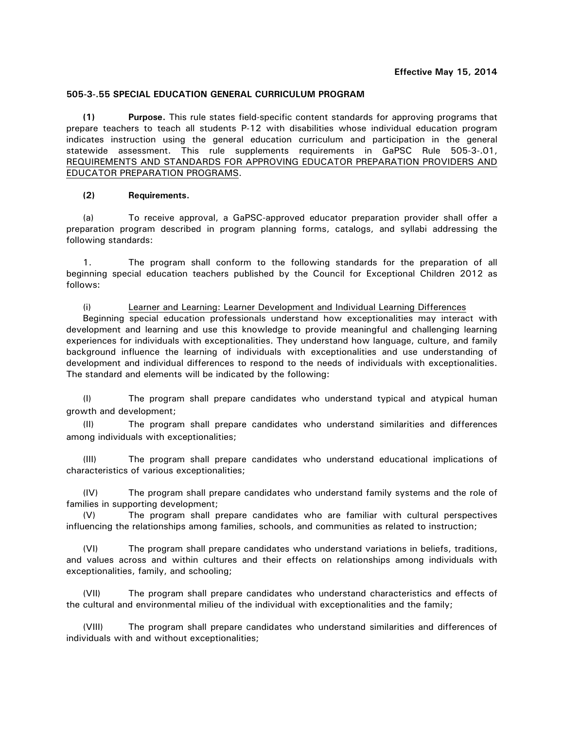**Effective May 15, 2014**

**505-3-.55 SPECIAL EDUCATION GENERAL CURRICULUM PROGRAM**

**(1) Purpose.** This rule states field-specific content standards for approving programs that prepare teachers to teach all students P-12 with disabilities whose individual education program indicates instruction using the general education curriculum and participation in the general statewide assessment. This rule supplements requirements in GaPSC Rule 505-3-.01, <u>REQUIREMENTS AND STANDARDS FOR APPROVING EDUCATOR PREPARATION PROVIDERS AND EDUCATOR PREPARATION PROGRAMS</u>.

**(2) Requirements.**

(a) To receive approval, a GaPSC-approved educator preparation provider shall offer a preparation program described in program planning forms, catalogs, and syllabi addressing the following standards:

1. The program shall conform to the following standards for the preparation of all beginning special education teachers published by the Council for Exceptional Children 2012 as follows:

(i) <u>Learner and Learning: Learner Development and Individual Learning Differences</u>
Beginning special education professionals understand how exceptionalities may interact with development and learning and use this knowledge to provide meaningful and challenging learning experiences for individuals with exceptionalities. They understand how language, culture, and family background influence the learning of individuals with exceptionalities and use understanding of development and individual differences to respond to the needs of individuals with exceptionalities. The standard and elements will be indicated by the following:

(I) The program shall prepare candidates who understand typical and atypical human growth and development;

(II) The program shall prepare candidates who understand similarities and differences among individuals with exceptionalities;

(III) The program shall prepare candidates who understand educational implications of characteristics of various exceptionalities;

(IV) The program shall prepare candidates who understand family systems and the role of families in supporting development;

(V) The program shall prepare candidates who are familiar with cultural perspectives influencing the relationships among families, schools, and communities as related to instruction;

(VI) The program shall prepare candidates who understand variations in beliefs, traditions, and values across and within cultures and their effects on relationships among individuals with exceptionalities, family, and schooling;

(VII) The program shall prepare candidates who understand characteristics and effects of the cultural and environmental milieu of the individual with exceptionalities and the family;

(VIII) The program shall prepare candidates who understand similarities and differences of individuals with and without exceptionalities;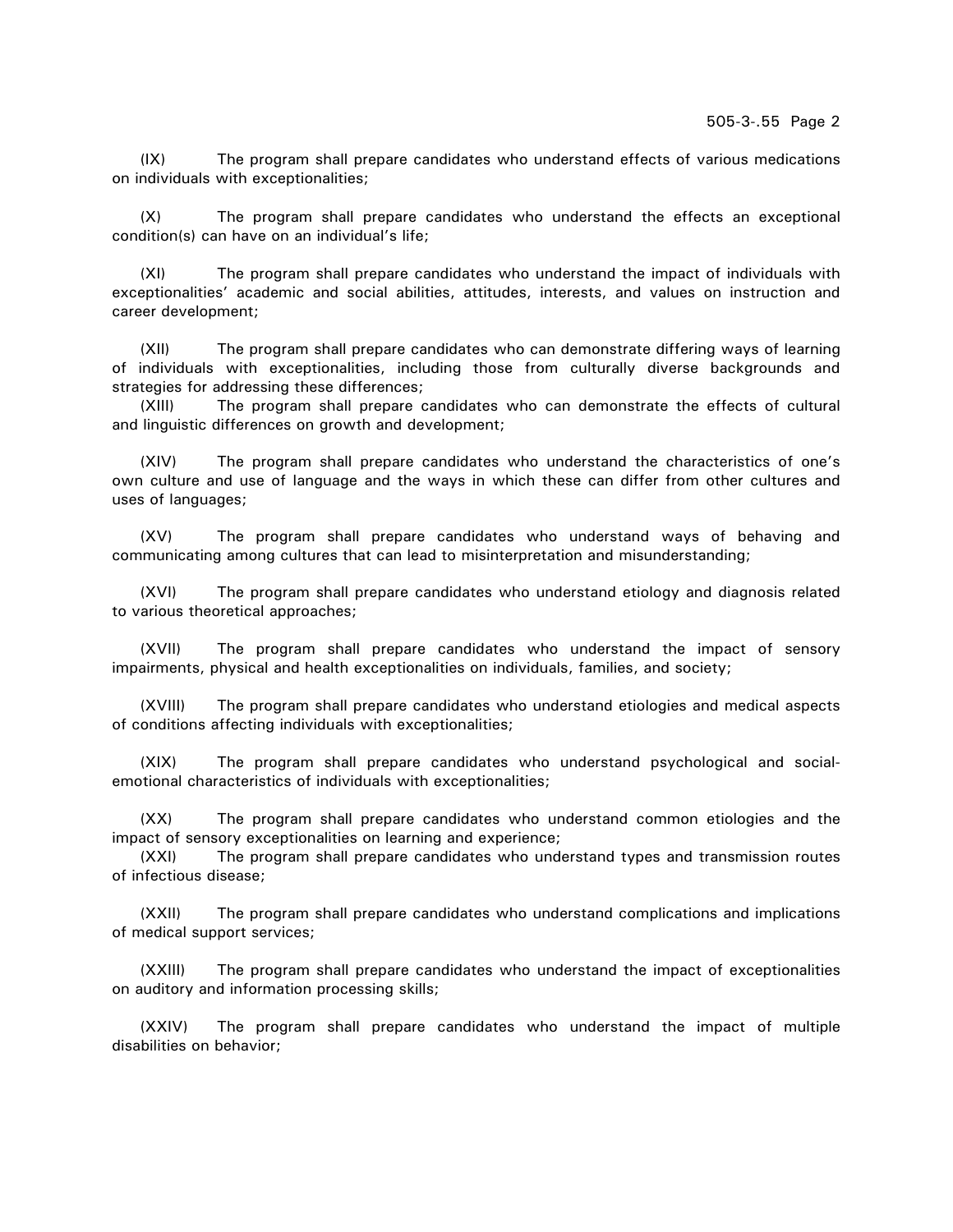(IX) The program shall prepare candidates who understand effects of various medications on individuals with exceptionalities;

(X) The program shall prepare candidates who understand the effects an exceptional condition(s) can have on an individual's life;

(XI) The program shall prepare candidates who understand the impact of individuals with exceptionalities' academic and social abilities, attitudes, interests, and values on instruction and career development;

(XII) The program shall prepare candidates who can demonstrate differing ways of learning of individuals with exceptionalities, including those from culturally diverse backgrounds and strategies for addressing these differences;

(XIII) The program shall prepare candidates who can demonstrate the effects of cultural and linguistic differences on growth and development;

(XIV) The program shall prepare candidates who understand the characteristics of one's own culture and use of language and the ways in which these can differ from other cultures and uses of languages;

(XV) The program shall prepare candidates who understand ways of behaving and communicating among cultures that can lead to misinterpretation and misunderstanding;

(XVI) The program shall prepare candidates who understand etiology and diagnosis related to various theoretical approaches;

(XVII) The program shall prepare candidates who understand the impact of sensory impairments, physical and health exceptionalities on individuals, families, and society;

(XVIII) The program shall prepare candidates who understand etiologies and medical aspects of conditions affecting individuals with exceptionalities;

(XIX) The program shall prepare candidates who understand psychological and social-emotional characteristics of individuals with exceptionalities;

(XX) The program shall prepare candidates who understand common etiologies and the impact of sensory exceptionalities on learning and experience;

(XXI) The program shall prepare candidates who understand types and transmission routes of infectious disease;

(XXII) The program shall prepare candidates who understand complications and implications of medical support services;

(XXIII) The program shall prepare candidates who understand the impact of exceptionalities on auditory and information processing skills;

(XXIV) The program shall prepare candidates who understand the impact of multiple disabilities on behavior;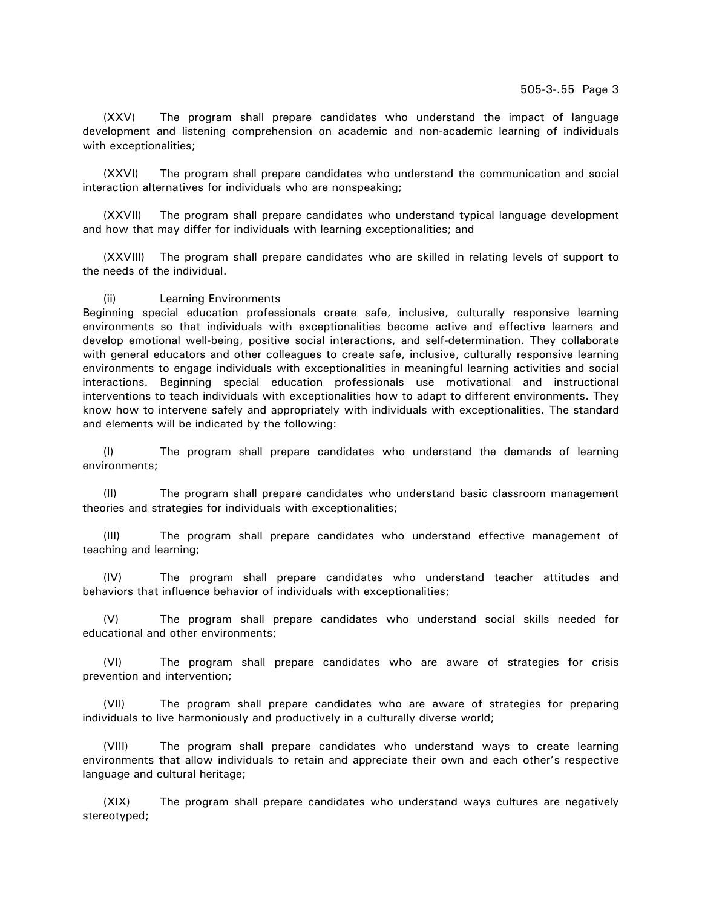(XXV) The program shall prepare candidates who understand the impact of language development and listening comprehension on academic and non-academic learning of individuals with exceptionalities;

(XXVI) The program shall prepare candidates who understand the communication and social interaction alternatives for individuals who are nonspeaking;

(XXVII) The program shall prepare candidates who understand typical language development and how that may differ for individuals with learning exceptionalities; and

(XXVIII) The program shall prepare candidates who are skilled in relating levels of support to the needs of the individual.

(ii) Learning Environments

Beginning special education professionals create safe, inclusive, culturally responsive learning environments so that individuals with exceptionalities become active and effective learners and develop emotional well-being, positive social interactions, and self-determination. They collaborate with general educators and other colleagues to create safe, inclusive, culturally responsive learning environments to engage individuals with exceptionalities in meaningful learning activities and social interactions. Beginning special education professionals use motivational and instructional interventions to teach individuals with exceptionalities how to adapt to different environments. They know how to intervene safely and appropriately with individuals with exceptionalities. The standard and elements will be indicated by the following:

(I) The program shall prepare candidates who understand the demands of learning environments;

(II) The program shall prepare candidates who understand basic classroom management theories and strategies for individuals with exceptionalities;

(III) The program shall prepare candidates who understand effective management of teaching and learning;

(IV) The program shall prepare candidates who understand teacher attitudes and behaviors that influence behavior of individuals with exceptionalities;

(V) The program shall prepare candidates who understand social skills needed for educational and other environments;

(VI) The program shall prepare candidates who are aware of strategies for crisis prevention and intervention;

(VII) The program shall prepare candidates who are aware of strategies for preparing individuals to live harmoniously and productively in a culturally diverse world;

(VIII) The program shall prepare candidates who understand ways to create learning environments that allow individuals to retain and appreciate their own and each other's respective language and cultural heritage;

(XIX) The program shall prepare candidates who understand ways cultures are negatively stereotyped;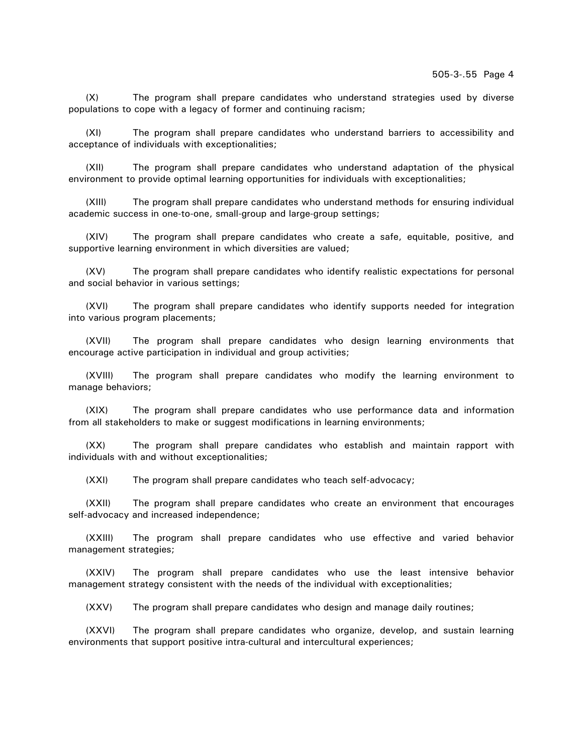(X) The program shall prepare candidates who understand strategies used by diverse populations to cope with a legacy of former and continuing racism;

(XI) The program shall prepare candidates who understand barriers to accessibility and acceptance of individuals with exceptionalities;

(XII) The program shall prepare candidates who understand adaptation of the physical environment to provide optimal learning opportunities for individuals with exceptionalities;

(XIII) The program shall prepare candidates who understand methods for ensuring individual academic success in one-to-one, small-group and large-group settings;

(XIV) The program shall prepare candidates who create a safe, equitable, positive, and supportive learning environment in which diversities are valued;

(XV) The program shall prepare candidates who identify realistic expectations for personal and social behavior in various settings;

(XVI) The program shall prepare candidates who identify supports needed for integration into various program placements;

(XVII) The program shall prepare candidates who design learning environments that encourage active participation in individual and group activities;

(XVIII) The program shall prepare candidates who modify the learning environment to manage behaviors;

(XIX) The program shall prepare candidates who use performance data and information from all stakeholders to make or suggest modifications in learning environments;

(XX) The program shall prepare candidates who establish and maintain rapport with individuals with and without exceptionalities;

(XXI) The program shall prepare candidates who teach self-advocacy;

(XXII) The program shall prepare candidates who create an environment that encourages self-advocacy and increased independence;

(XXIII) The program shall prepare candidates who use effective and varied behavior management strategies;

(XXIV) The program shall prepare candidates who use the least intensive behavior management strategy consistent with the needs of the individual with exceptionalities;

(XXV) The program shall prepare candidates who design and manage daily routines;

(XXVI) The program shall prepare candidates who organize, develop, and sustain learning environments that support positive intra-cultural and intercultural experiences;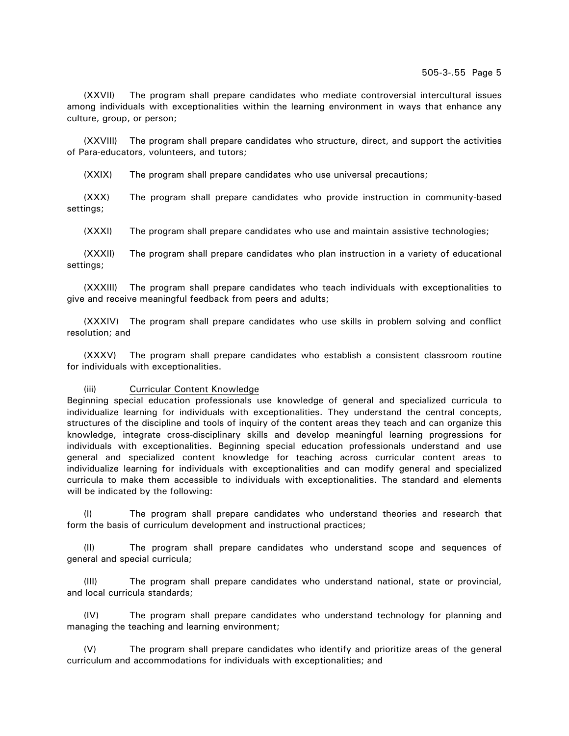(XXVII) The program shall prepare candidates who mediate controversial intercultural issues among individuals with exceptionalities within the learning environment in ways that enhance any culture, group, or person;

(XXVIII) The program shall prepare candidates who structure, direct, and support the activities of Para-educators, volunteers, and tutors;

(XXIX) The program shall prepare candidates who use universal precautions;

(XXX) The program shall prepare candidates who provide instruction in community-based settings;

(XXXI) The program shall prepare candidates who use and maintain assistive technologies;

(XXXII) The program shall prepare candidates who plan instruction in a variety of educational settings;

(XXXIII) The program shall prepare candidates who teach individuals with exceptionalities to give and receive meaningful feedback from peers and adults;

(XXXIV) The program shall prepare candidates who use skills in problem solving and conflict resolution; and

(XXXV) The program shall prepare candidates who establish a consistent classroom routine for individuals with exceptionalities.

(iii) Curricular Content Knowledge

Beginning special education professionals use knowledge of general and specialized curricula to individualize learning for individuals with exceptionalities. They understand the central concepts, structures of the discipline and tools of inquiry of the content areas they teach and can organize this knowledge, integrate cross-disciplinary skills and develop meaningful learning progressions for individuals with exceptionalities. Beginning special education professionals understand and use general and specialized content knowledge for teaching across curricular content areas to individualize learning for individuals with exceptionalities and can modify general and specialized curricula to make them accessible to individuals with exceptionalities. The standard and elements will be indicated by the following:

(I) The program shall prepare candidates who understand theories and research that form the basis of curriculum development and instructional practices;

(II) The program shall prepare candidates who understand scope and sequences of general and special curricula;

(III) The program shall prepare candidates who understand national, state or provincial, and local curricula standards;

(IV) The program shall prepare candidates who understand technology for planning and managing the teaching and learning environment;

(V) The program shall prepare candidates who identify and prioritize areas of the general curriculum and accommodations for individuals with exceptionalities; and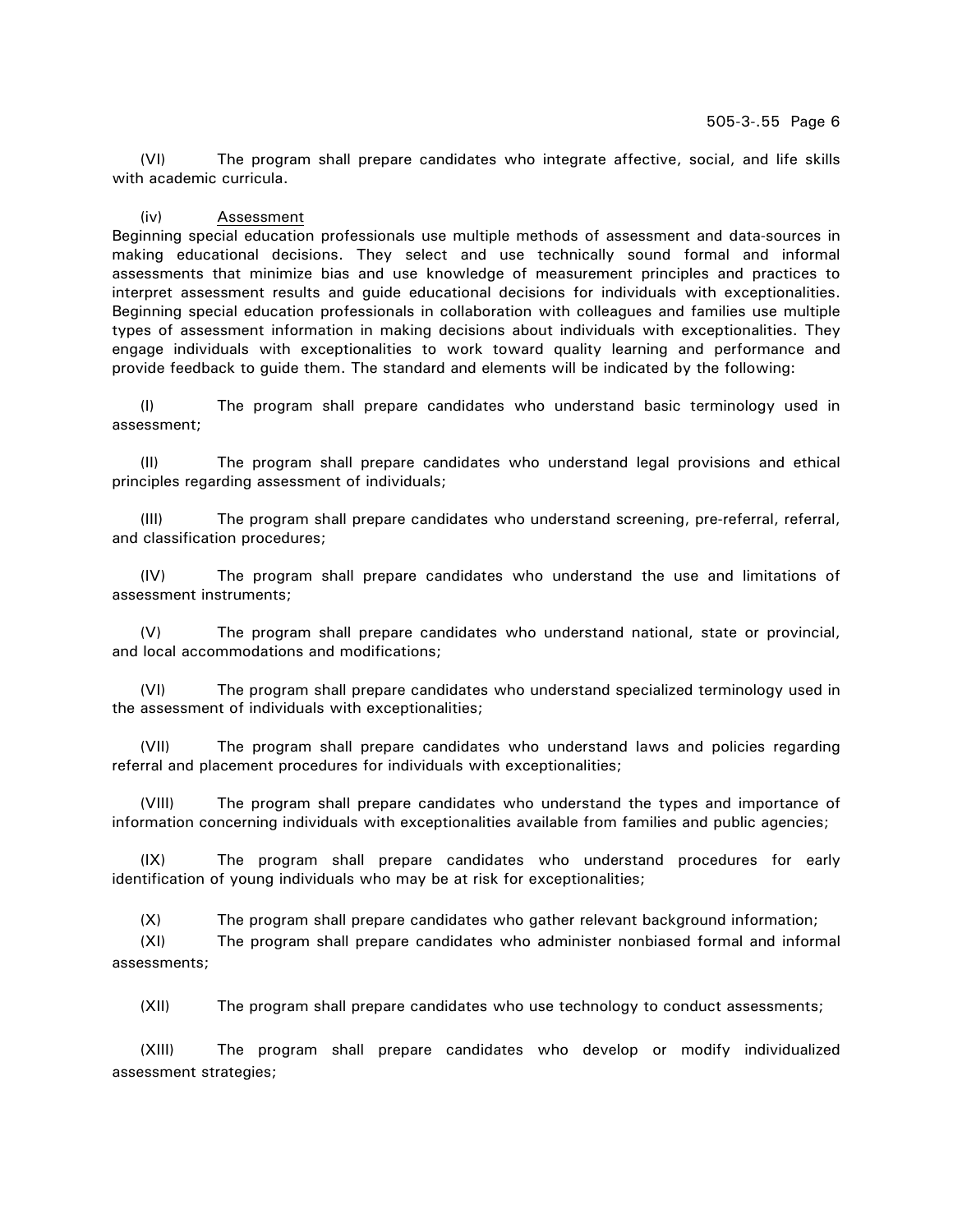(VI) The program shall prepare candidates who integrate affective, social, and life skills with academic curricula.

(iv) <u>Assessment</u>

Beginning special education professionals use multiple methods of assessment and data-sources in making educational decisions. They select and use technically sound formal and informal assessments that minimize bias and use knowledge of measurement principles and practices to interpret assessment results and guide educational decisions for individuals with exceptionalities. Beginning special education professionals in collaboration with colleagues and families use multiple types of assessment information in making decisions about individuals with exceptionalities. They engage individuals with exceptionalities to work toward quality learning and performance and provide feedback to guide them. The standard and elements will be indicated by the following:

(I) The program shall prepare candidates who understand basic terminology used in assessment;

(II) The program shall prepare candidates who understand legal provisions and ethical principles regarding assessment of individuals;

(III) The program shall prepare candidates who understand screening, pre-referral, referral, and classification procedures;

(IV) The program shall prepare candidates who understand the use and limitations of assessment instruments;

(V) The program shall prepare candidates who understand national, state or provincial, and local accommodations and modifications;

(VI) The program shall prepare candidates who understand specialized terminology used in the assessment of individuals with exceptionalities;

(VII) The program shall prepare candidates who understand laws and policies regarding referral and placement procedures for individuals with exceptionalities;

(VIII) The program shall prepare candidates who understand the types and importance of information concerning individuals with exceptionalities available from families and public agencies;

(IX) The program shall prepare candidates who understand procedures for early identification of young individuals who may be at risk for exceptionalities;

(X) The program shall prepare candidates who gather relevant background information;

(XI) The program shall prepare candidates who administer nonbiased formal and informal assessments;

(XII) The program shall prepare candidates who use technology to conduct assessments;

(XIII) The program shall prepare candidates who develop or modify individualized assessment strategies;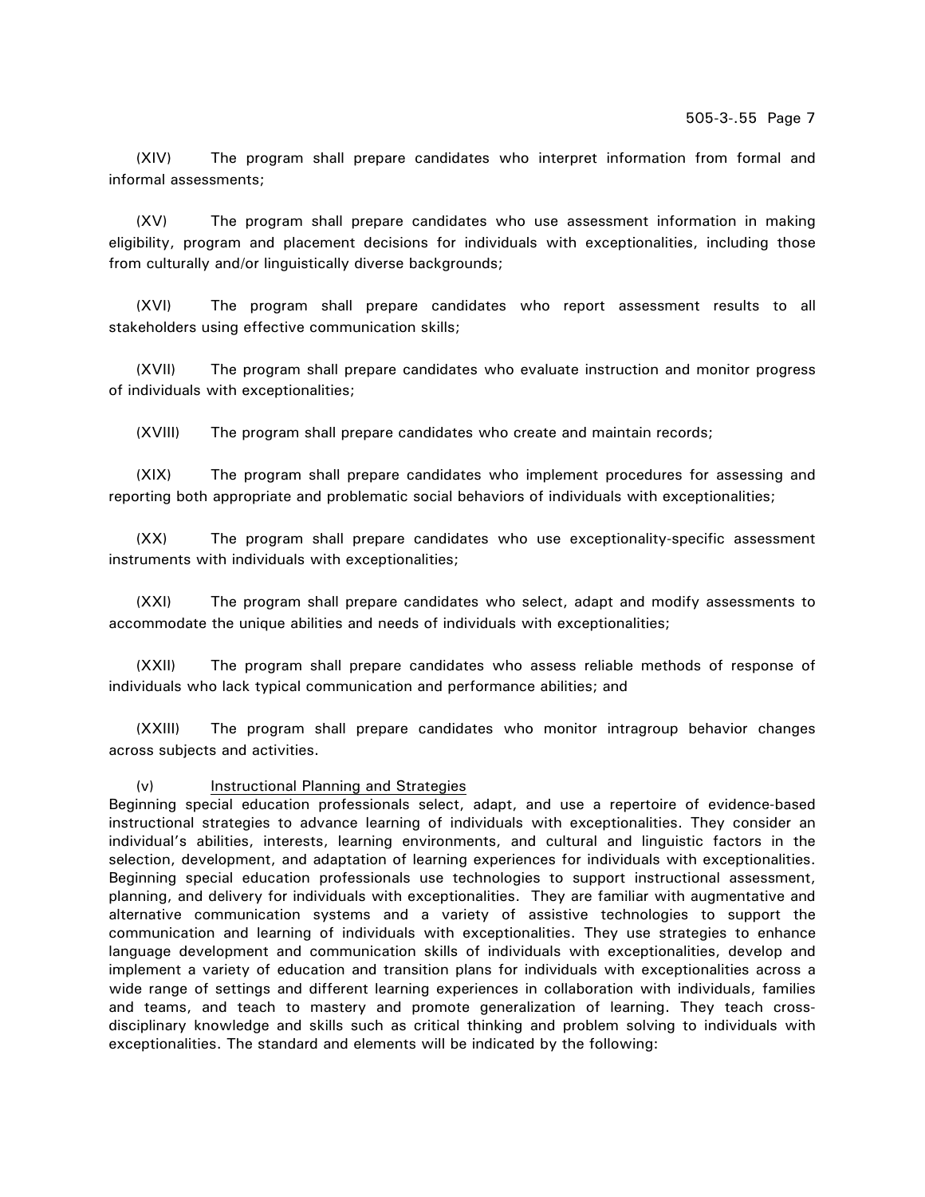(XIV) The program shall prepare candidates who interpret information from formal and informal assessments;

(XV) The program shall prepare candidates who use assessment information in making eligibility, program and placement decisions for individuals with exceptionalities, including those from culturally and/or linguistically diverse backgrounds;

(XVI) The program shall prepare candidates who report assessment results to all stakeholders using effective communication skills;

(XVII) The program shall prepare candidates who evaluate instruction and monitor progress of individuals with exceptionalities;

(XVIII) The program shall prepare candidates who create and maintain records;

(XIX) The program shall prepare candidates who implement procedures for assessing and reporting both appropriate and problematic social behaviors of individuals with exceptionalities;

(XX) The program shall prepare candidates who use exceptionality-specific assessment instruments with individuals with exceptionalities;

(XXI) The program shall prepare candidates who select, adapt and modify assessments to accommodate the unique abilities and needs of individuals with exceptionalities;

(XXII) The program shall prepare candidates who assess reliable methods of response of individuals who lack typical communication and performance abilities; and

(XXIII) The program shall prepare candidates who monitor intragroup behavior changes across subjects and activities.

(v) <u>Instructional Planning and Strategies</u>

Beginning special education professionals select, adapt, and use a repertoire of evidence-based instructional strategies to advance learning of individuals with exceptionalities. They consider an individual's abilities, interests, learning environments, and cultural and linguistic factors in the selection, development, and adaptation of learning experiences for individuals with exceptionalities. Beginning special education professionals use technologies to support instructional assessment, planning, and delivery for individuals with exceptionalities. They are familiar with augmentative and alternative communication systems and a variety of assistive technologies to support the communication and learning of individuals with exceptionalities. They use strategies to enhance language development and communication skills of individuals with exceptionalities, develop and implement a variety of education and transition plans for individuals with exceptionalities across a wide range of settings and different learning experiences in collaboration with individuals, families and teams, and teach to mastery and promote generalization of learning. They teach cross-disciplinary knowledge and skills such as critical thinking and problem solving to individuals with exceptionalities. The standard and elements will be indicated by the following: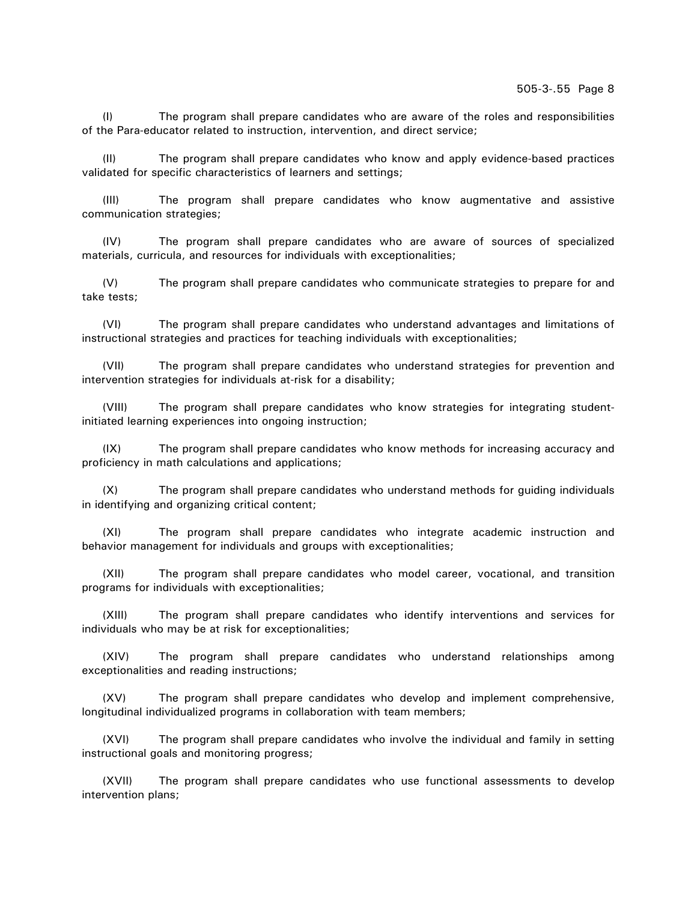(I) The program shall prepare candidates who are aware of the roles and responsibilities of the Para-educator related to instruction, intervention, and direct service;

(II) The program shall prepare candidates who know and apply evidence-based practices validated for specific characteristics of learners and settings;

(III) The program shall prepare candidates who know augmentative and assistive communication strategies;

(IV) The program shall prepare candidates who are aware of sources of specialized materials, curricula, and resources for individuals with exceptionalities;

(V) The program shall prepare candidates who communicate strategies to prepare for and take tests;

(VI) The program shall prepare candidates who understand advantages and limitations of instructional strategies and practices for teaching individuals with exceptionalities;

(VII) The program shall prepare candidates who understand strategies for prevention and intervention strategies for individuals at-risk for a disability;

(VIII) The program shall prepare candidates who know strategies for integrating student-initiated learning experiences into ongoing instruction;

(IX) The program shall prepare candidates who know methods for increasing accuracy and proficiency in math calculations and applications;

(X) The program shall prepare candidates who understand methods for guiding individuals in identifying and organizing critical content;

(XI) The program shall prepare candidates who integrate academic instruction and behavior management for individuals and groups with exceptionalities;

(XII) The program shall prepare candidates who model career, vocational, and transition programs for individuals with exceptionalities;

(XIII) The program shall prepare candidates who identify interventions and services for individuals who may be at risk for exceptionalities;

(XIV) The program shall prepare candidates who understand relationships among exceptionalities and reading instructions;

(XV) The program shall prepare candidates who develop and implement comprehensive, longitudinal individualized programs in collaboration with team members;

(XVI) The program shall prepare candidates who involve the individual and family in setting instructional goals and monitoring progress;

(XVII) The program shall prepare candidates who use functional assessments to develop intervention plans;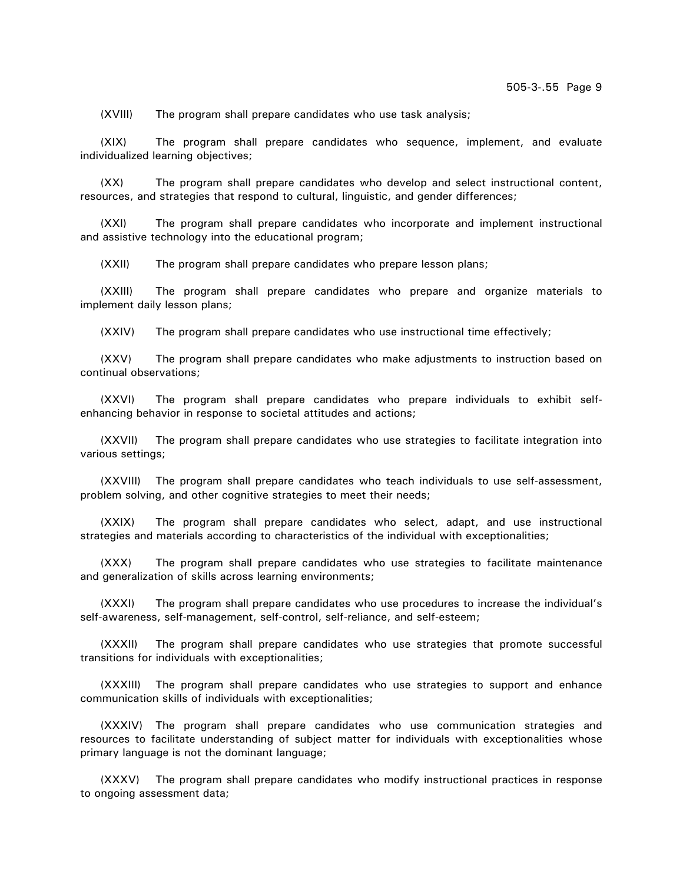(XVIII) The program shall prepare candidates who use task analysis;

(XIX) The program shall prepare candidates who sequence, implement, and evaluate individualized learning objectives;

(XX) The program shall prepare candidates who develop and select instructional content, resources, and strategies that respond to cultural, linguistic, and gender differences;

(XXI) The program shall prepare candidates who incorporate and implement instructional and assistive technology into the educational program;

(XXII) The program shall prepare candidates who prepare lesson plans;

(XXIII) The program shall prepare candidates who prepare and organize materials to implement daily lesson plans;

(XXIV) The program shall prepare candidates who use instructional time effectively;

(XXV) The program shall prepare candidates who make adjustments to instruction based on continual observations;

(XXVI) The program shall prepare candidates who prepare individuals to exhibit self-enhancing behavior in response to societal attitudes and actions;

(XXVII) The program shall prepare candidates who use strategies to facilitate integration into various settings;

(XXVIII) The program shall prepare candidates who teach individuals to use self-assessment, problem solving, and other cognitive strategies to meet their needs;

(XXIX) The program shall prepare candidates who select, adapt, and use instructional strategies and materials according to characteristics of the individual with exceptionalities;

(XXX) The program shall prepare candidates who use strategies to facilitate maintenance and generalization of skills across learning environments;

(XXXI) The program shall prepare candidates who use procedures to increase the individual's self-awareness, self-management, self-control, self-reliance, and self-esteem;

(XXXII) The program shall prepare candidates who use strategies that promote successful transitions for individuals with exceptionalities;

(XXXIII) The program shall prepare candidates who use strategies to support and enhance communication skills of individuals with exceptionalities;

(XXXIV) The program shall prepare candidates who use communication strategies and resources to facilitate understanding of subject matter for individuals with exceptionalities whose primary language is not the dominant language;

(XXXV) The program shall prepare candidates who modify instructional practices in response to ongoing assessment data;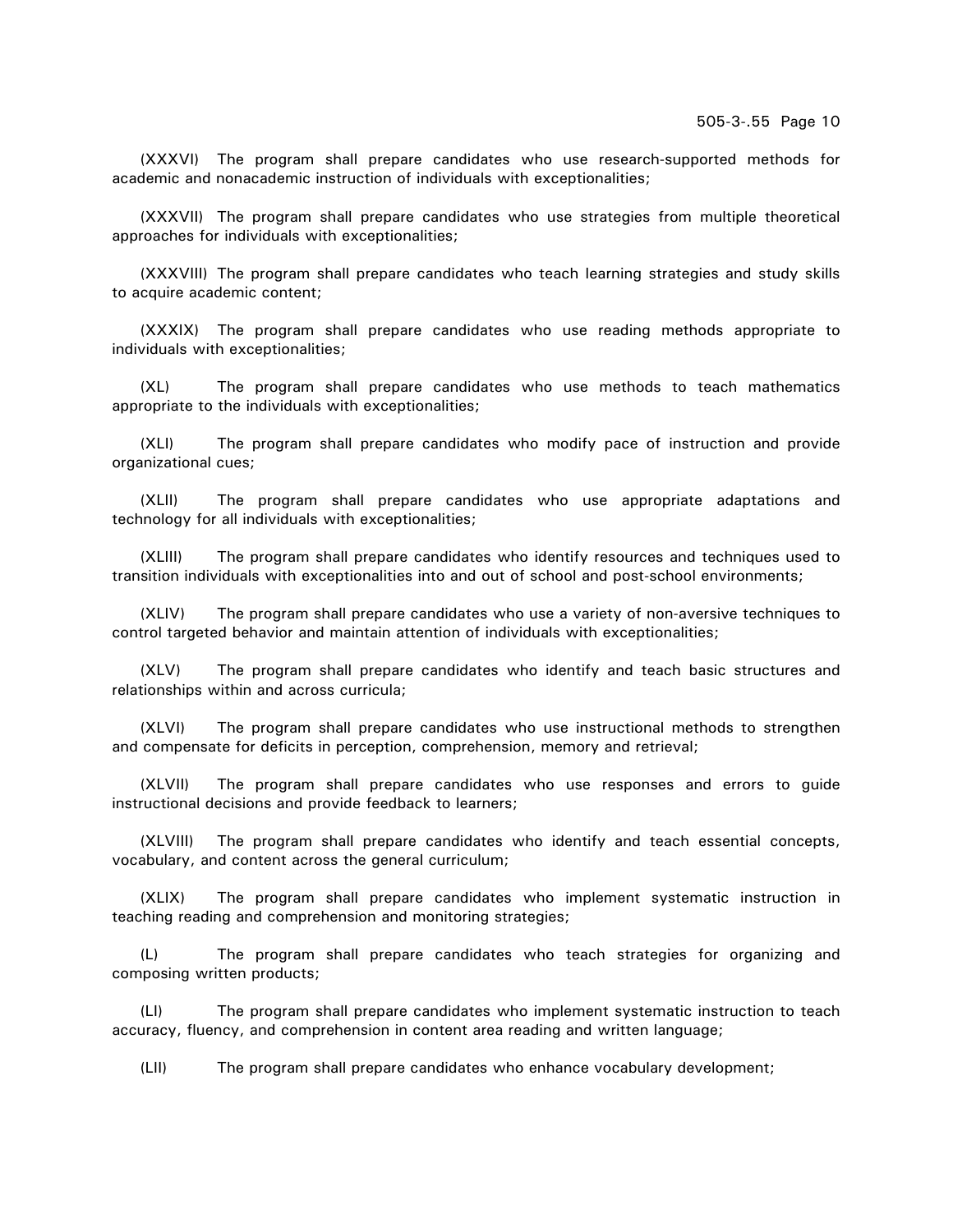(XXXVI) The program shall prepare candidates who use research-supported methods for academic and nonacademic instruction of individuals with exceptionalities;

(XXXVII) The program shall prepare candidates who use strategies from multiple theoretical approaches for individuals with exceptionalities;

(XXXVIII) The program shall prepare candidates who teach learning strategies and study skills to acquire academic content;

(XXXIX) The program shall prepare candidates who use reading methods appropriate to individuals with exceptionalities;

(XL) The program shall prepare candidates who use methods to teach mathematics appropriate to the individuals with exceptionalities;

(XLI) The program shall prepare candidates who modify pace of instruction and provide organizational cues;

(XLII) The program shall prepare candidates who use appropriate adaptations and technology for all individuals with exceptionalities;

(XLIII) The program shall prepare candidates who identify resources and techniques used to transition individuals with exceptionalities into and out of school and post-school environments;

(XLIV) The program shall prepare candidates who use a variety of non-aversive techniques to control targeted behavior and maintain attention of individuals with exceptionalities;

(XLV) The program shall prepare candidates who identify and teach basic structures and relationships within and across curricula;

(XLVI) The program shall prepare candidates who use instructional methods to strengthen and compensate for deficits in perception, comprehension, memory and retrieval;

(XLVII) The program shall prepare candidates who use responses and errors to guide instructional decisions and provide feedback to learners;

(XLVIII) The program shall prepare candidates who identify and teach essential concepts, vocabulary, and content across the general curriculum;

(XLIX) The program shall prepare candidates who implement systematic instruction in teaching reading and comprehension and monitoring strategies;

(L) The program shall prepare candidates who teach strategies for organizing and composing written products;

(LI) The program shall prepare candidates who implement systematic instruction to teach accuracy, fluency, and comprehension in content area reading and written language;

(LII) The program shall prepare candidates who enhance vocabulary development;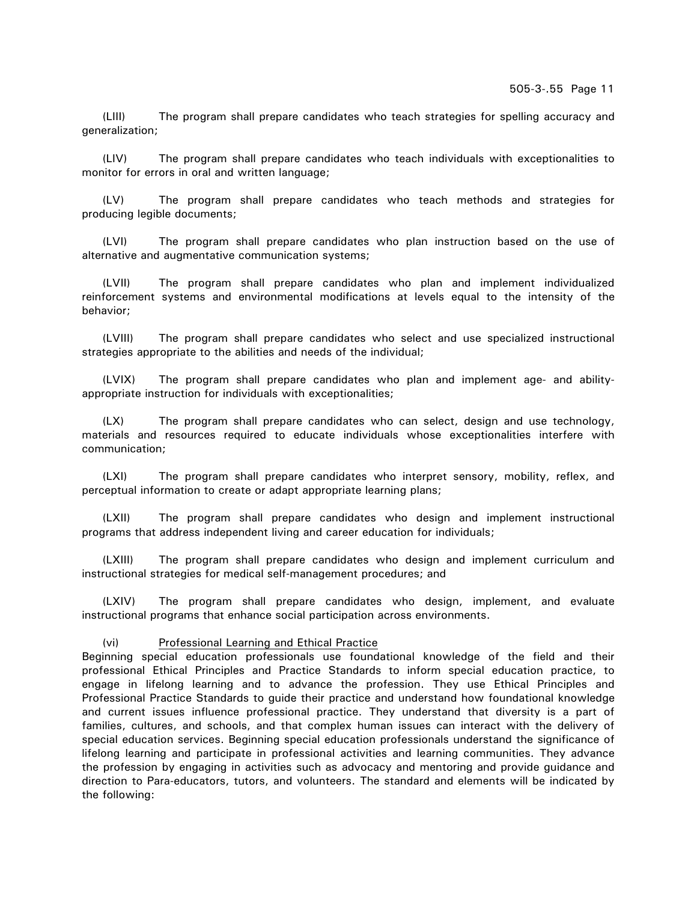(LIII) The program shall prepare candidates who teach strategies for spelling accuracy and generalization;

(LIV) The program shall prepare candidates who teach individuals with exceptionalities to monitor for errors in oral and written language;

(LV) The program shall prepare candidates who teach methods and strategies for producing legible documents;

(LVI) The program shall prepare candidates who plan instruction based on the use of alternative and augmentative communication systems;

(LVII) The program shall prepare candidates who plan and implement individualized reinforcement systems and environmental modifications at levels equal to the intensity of the behavior;

(LVIII) The program shall prepare candidates who select and use specialized instructional strategies appropriate to the abilities and needs of the individual;

(LVIX) The program shall prepare candidates who plan and implement age- and ability-appropriate instruction for individuals with exceptionalities;

(LX) The program shall prepare candidates who can select, design and use technology, materials and resources required to educate individuals whose exceptionalities interfere with communication;

(LXI) The program shall prepare candidates who interpret sensory, mobility, reflex, and perceptual information to create or adapt appropriate learning plans;

(LXII) The program shall prepare candidates who design and implement instructional programs that address independent living and career education for individuals;

(LXIII) The program shall prepare candidates who design and implement curriculum and instructional strategies for medical self-management procedures; and

(LXIV) The program shall prepare candidates who design, implement, and evaluate instructional programs that enhance social participation across environments.

(vi) <u>Professional Learning and Ethical Practice</u>

Beginning special education professionals use foundational knowledge of the field and their professional Ethical Principles and Practice Standards to inform special education practice, to engage in lifelong learning and to advance the profession. They use Ethical Principles and Professional Practice Standards to guide their practice and understand how foundational knowledge and current issues influence professional practice. They understand that diversity is a part of families, cultures, and schools, and that complex human issues can interact with the delivery of special education services. Beginning special education professionals understand the significance of lifelong learning and participate in professional activities and learning communities. They advance the profession by engaging in activities such as advocacy and mentoring and provide guidance and direction to Para-educators, tutors, and volunteers. The standard and elements will be indicated by the following: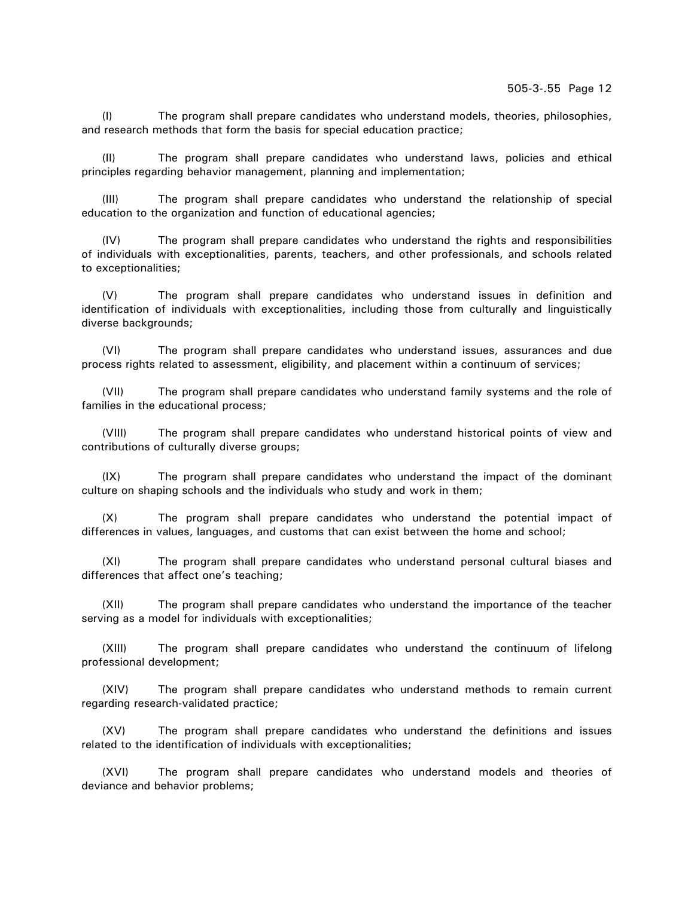(I) The program shall prepare candidates who understand models, theories, philosophies, and research methods that form the basis for special education practice;

(II) The program shall prepare candidates who understand laws, policies and ethical principles regarding behavior management, planning and implementation;

(III) The program shall prepare candidates who understand the relationship of special education to the organization and function of educational agencies;

(IV) The program shall prepare candidates who understand the rights and responsibilities of individuals with exceptionalities, parents, teachers, and other professionals, and schools related to exceptionalities;

(V) The program shall prepare candidates who understand issues in definition and identification of individuals with exceptionalities, including those from culturally and linguistically diverse backgrounds;

(VI) The program shall prepare candidates who understand issues, assurances and due process rights related to assessment, eligibility, and placement within a continuum of services;

(VII) The program shall prepare candidates who understand family systems and the role of families in the educational process;

(VIII) The program shall prepare candidates who understand historical points of view and contributions of culturally diverse groups;

(IX) The program shall prepare candidates who understand the impact of the dominant culture on shaping schools and the individuals who study and work in them;

(X) The program shall prepare candidates who understand the potential impact of differences in values, languages, and customs that can exist between the home and school;

(XI) The program shall prepare candidates who understand personal cultural biases and differences that affect one's teaching;

(XII) The program shall prepare candidates who understand the importance of the teacher serving as a model for individuals with exceptionalities;

(XIII) The program shall prepare candidates who understand the continuum of lifelong professional development;

(XIV) The program shall prepare candidates who understand methods to remain current regarding research-validated practice;

(XV) The program shall prepare candidates who understand the definitions and issues related to the identification of individuals with exceptionalities;

(XVI) The program shall prepare candidates who understand models and theories of deviance and behavior problems;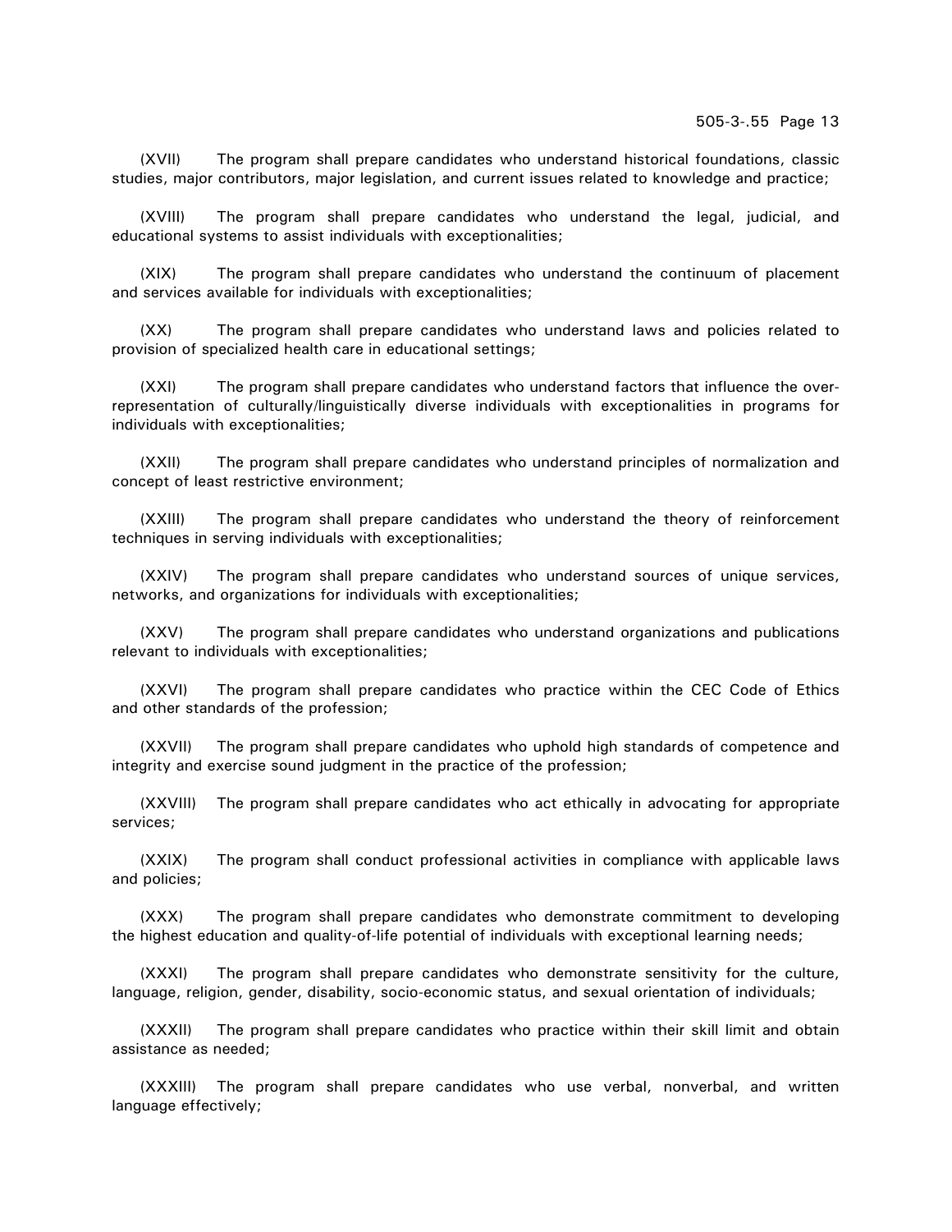(XVII) The program shall prepare candidates who understand historical foundations, classic studies, major contributors, major legislation, and current issues related to knowledge and practice;

(XVIII) The program shall prepare candidates who understand the legal, judicial, and educational systems to assist individuals with exceptionalities;

(XIX) The program shall prepare candidates who understand the continuum of placement and services available for individuals with exceptionalities;

(XX) The program shall prepare candidates who understand laws and policies related to provision of specialized health care in educational settings;

(XXI) The program shall prepare candidates who understand factors that influence the over-representation of culturally/linguistically diverse individuals with exceptionalities in programs for individuals with exceptionalities;

(XXII) The program shall prepare candidates who understand principles of normalization and concept of least restrictive environment;

(XXIII) The program shall prepare candidates who understand the theory of reinforcement techniques in serving individuals with exceptionalities;

(XXIV) The program shall prepare candidates who understand sources of unique services, networks, and organizations for individuals with exceptionalities;

(XXV) The program shall prepare candidates who understand organizations and publications relevant to individuals with exceptionalities;

(XXVI) The program shall prepare candidates who practice within the CEC Code of Ethics and other standards of the profession;

(XXVII) The program shall prepare candidates who uphold high standards of competence and integrity and exercise sound judgment in the practice of the profession;

(XXVIII) The program shall prepare candidates who act ethically in advocating for appropriate services;

(XXIX) The program shall conduct professional activities in compliance with applicable laws and policies;

(XXX) The program shall prepare candidates who demonstrate commitment to developing the highest education and quality-of-life potential of individuals with exceptional learning needs;

(XXXI) The program shall prepare candidates who demonstrate sensitivity for the culture, language, religion, gender, disability, socio-economic status, and sexual orientation of individuals;

(XXXII) The program shall prepare candidates who practice within their skill limit and obtain assistance as needed;

(XXXIII) The program shall prepare candidates who use verbal, nonverbal, and written language effectively;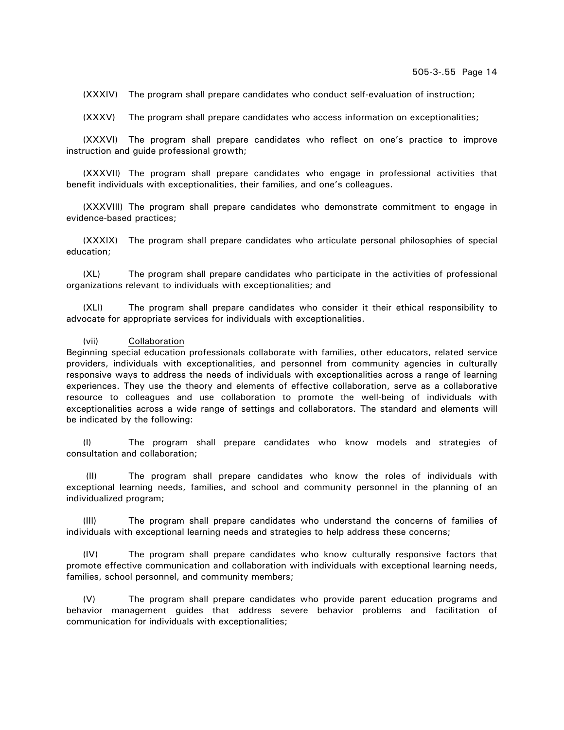(XXXIV) The program shall prepare candidates who conduct self-evaluation of instruction;

(XXXV) The program shall prepare candidates who access information on exceptionalities;

(XXXVI) The program shall prepare candidates who reflect on one's practice to improve instruction and guide professional growth;

(XXXVII) The program shall prepare candidates who engage in professional activities that benefit individuals with exceptionalities, their families, and one's colleagues.

(XXXVIII) The program shall prepare candidates who demonstrate commitment to engage in evidence-based practices;

(XXXIX) The program shall prepare candidates who articulate personal philosophies of special education;

(XL) The program shall prepare candidates who participate in the activities of professional organizations relevant to individuals with exceptionalities; and

(XLI) The program shall prepare candidates who consider it their ethical responsibility to advocate for appropriate services for individuals with exceptionalities.

(vii) Collaboration

Beginning special education professionals collaborate with families, other educators, related service providers, individuals with exceptionalities, and personnel from community agencies in culturally responsive ways to address the needs of individuals with exceptionalities across a range of learning experiences. They use the theory and elements of effective collaboration, serve as a collaborative resource to colleagues and use collaboration to promote the well-being of individuals with exceptionalities across a wide range of settings and collaborators. The standard and elements will be indicated by the following:

(I) The program shall prepare candidates who know models and strategies of consultation and collaboration;

(II) The program shall prepare candidates who know the roles of individuals with exceptional learning needs, families, and school and community personnel in the planning of an individualized program;

(III) The program shall prepare candidates who understand the concerns of families of individuals with exceptional learning needs and strategies to help address these concerns;

(IV) The program shall prepare candidates who know culturally responsive factors that promote effective communication and collaboration with individuals with exceptional learning needs, families, school personnel, and community members;

(V) The program shall prepare candidates who provide parent education programs and behavior management guides that address severe behavior problems and facilitation of communication for individuals with exceptionalities;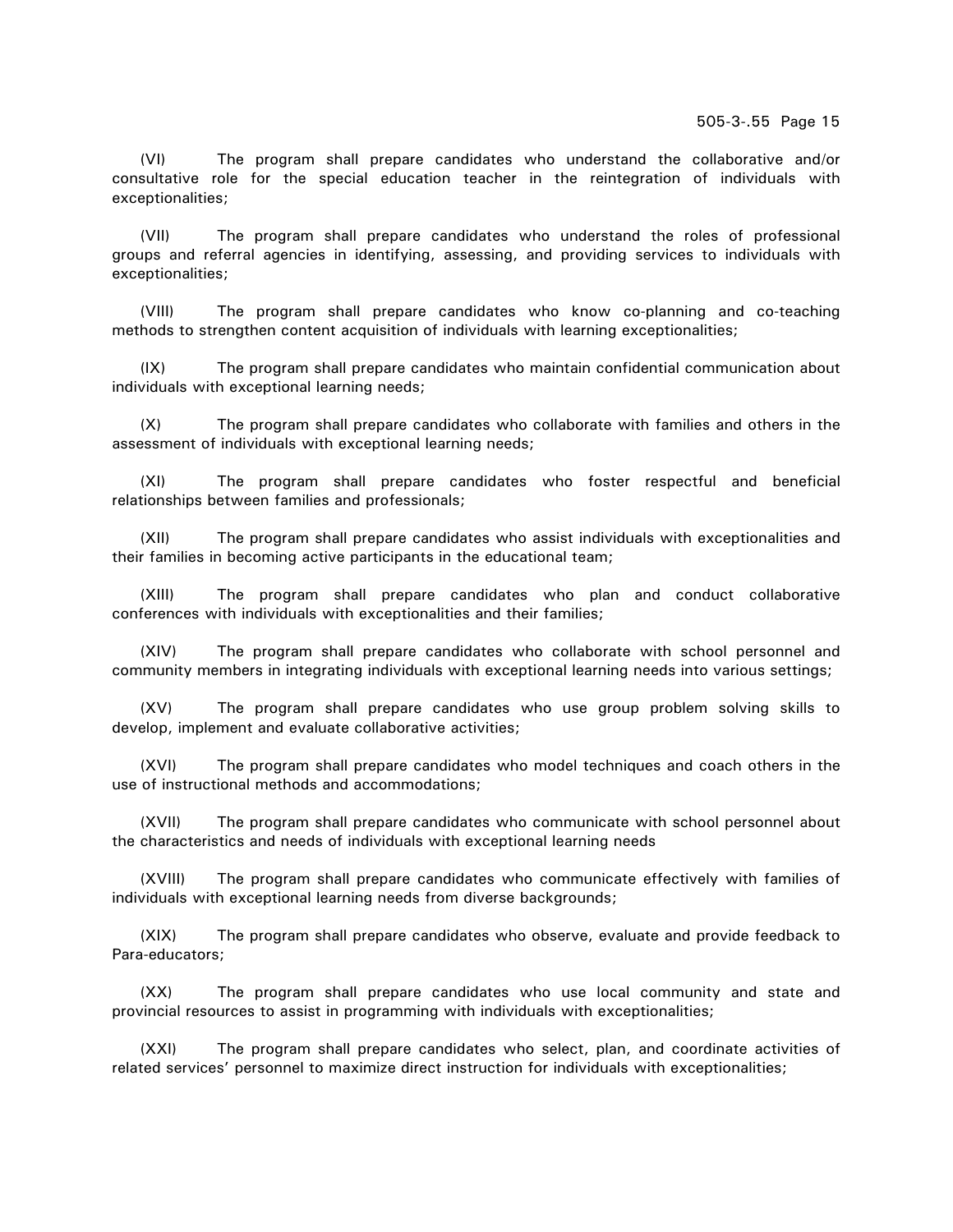(VI) The program shall prepare candidates who understand the collaborative and/or consultative role for the special education teacher in the reintegration of individuals with exceptionalities;

(VII) The program shall prepare candidates who understand the roles of professional groups and referral agencies in identifying, assessing, and providing services to individuals with exceptionalities;

(VIII) The program shall prepare candidates who know co-planning and co-teaching methods to strengthen content acquisition of individuals with learning exceptionalities;

(IX) The program shall prepare candidates who maintain confidential communication about individuals with exceptional learning needs;

(X) The program shall prepare candidates who collaborate with families and others in the assessment of individuals with exceptional learning needs;

(XI) The program shall prepare candidates who foster respectful and beneficial relationships between families and professionals;

(XII) The program shall prepare candidates who assist individuals with exceptionalities and their families in becoming active participants in the educational team;

(XIII) The program shall prepare candidates who plan and conduct collaborative conferences with individuals with exceptionalities and their families;

(XIV) The program shall prepare candidates who collaborate with school personnel and community members in integrating individuals with exceptional learning needs into various settings;

(XV) The program shall prepare candidates who use group problem solving skills to develop, implement and evaluate collaborative activities;

(XVI) The program shall prepare candidates who model techniques and coach others in the use of instructional methods and accommodations;

(XVII) The program shall prepare candidates who communicate with school personnel about the characteristics and needs of individuals with exceptional learning needs

(XVIII) The program shall prepare candidates who communicate effectively with families of individuals with exceptional learning needs from diverse backgrounds;

(XIX) The program shall prepare candidates who observe, evaluate and provide feedback to Para-educators;

(XX) The program shall prepare candidates who use local community and state and provincial resources to assist in programming with individuals with exceptionalities;

(XXI) The program shall prepare candidates who select, plan, and coordinate activities of related services' personnel to maximize direct instruction for individuals with exceptionalities;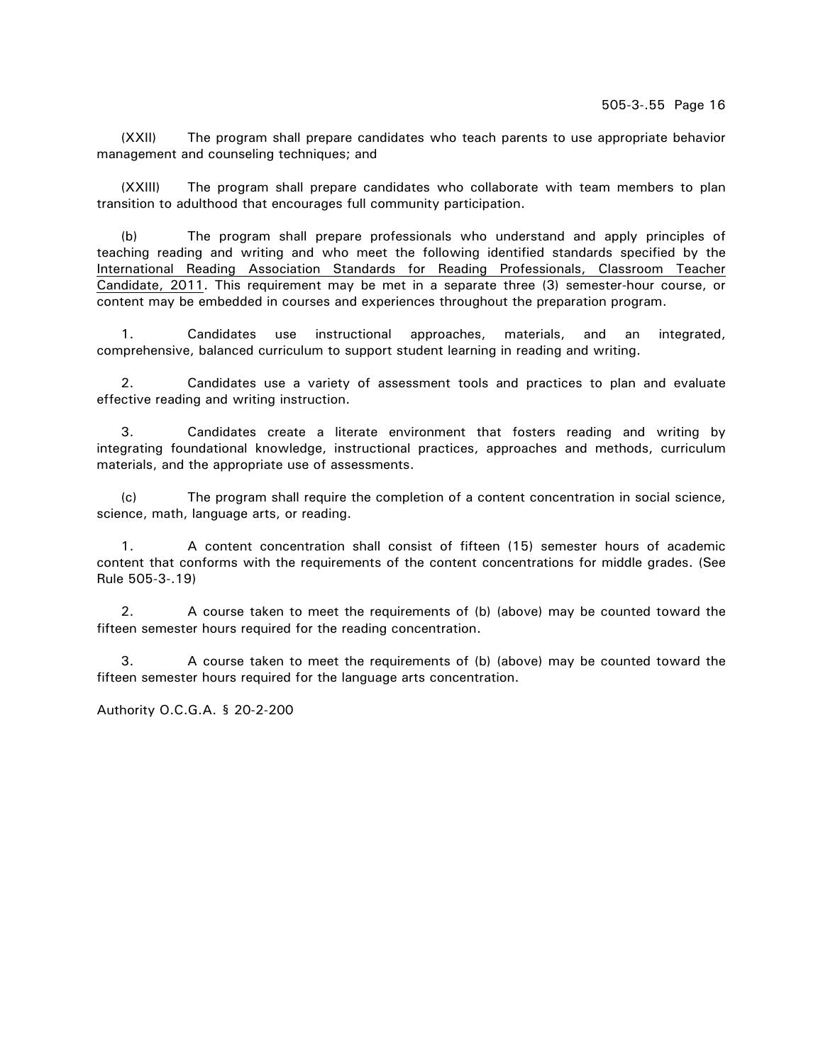(XXII) The program shall prepare candidates who teach parents to use appropriate behavior management and counseling techniques; and

(XXIII) The program shall prepare candidates who collaborate with team members to plan transition to adulthood that encourages full community participation.

(b) The program shall prepare professionals who understand and apply principles of teaching reading and writing and who meet the following identified standards specified by the International Reading Association Standards for Reading Professionals, Classroom Teacher Candidate, 2011. This requirement may be met in a separate three (3) semester-hour course, or content may be embedded in courses and experiences throughout the preparation program.

1. Candidates use instructional approaches, materials, and an integrated, comprehensive, balanced curriculum to support student learning in reading and writing.

2. Candidates use a variety of assessment tools and practices to plan and evaluate effective reading and writing instruction.

3. Candidates create a literate environment that fosters reading and writing by integrating foundational knowledge, instructional practices, approaches and methods, curriculum materials, and the appropriate use of assessments.

(c) The program shall require the completion of a content concentration in social science, science, math, language arts, or reading.

1. A content concentration shall consist of fifteen (15) semester hours of academic content that conforms with the requirements of the content concentrations for middle grades. (See Rule 505-3-.19)

2. A course taken to meet the requirements of (b) (above) may be counted toward the fifteen semester hours required for the reading concentration.

3. A course taken to meet the requirements of (b) (above) may be counted toward the fifteen semester hours required for the language arts concentration.

Authority O.C.G.A. § 20-2-200